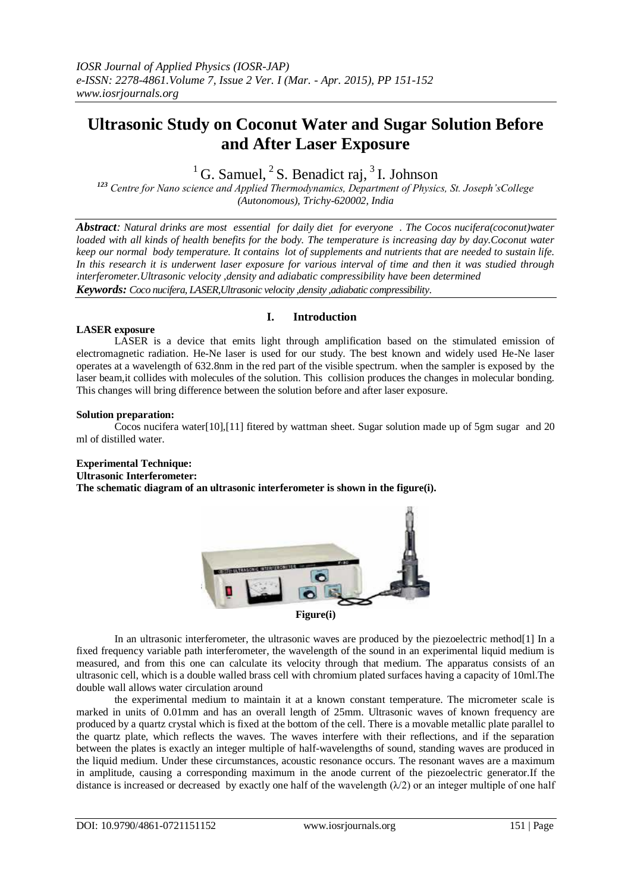# Ultrasonic Study on Coconut Water and Sugar Solution Before and After Laser Exposure

[1] G. Samuel, [2] S. Benadict raj, [3] I. Johnson

*[123] Centre for Nano science and Applied Thermodynamics, Department of Physics, St. Joseph'sCollege (Autonomous), Trichy-620002, India*

***Abstract**: Natural drinks are most essential for daily diet for everyone . The Cocos nucifera(coconut)water loaded with all kinds of health benefits for the body. The temperature is increasing day by day.Coconut water keep our normal body temperature. It contains lot of supplements and nutrients that are needed to sustain life. In this research it is underwent laser exposure for various interval of time and then it was studied through interferometer.Ultrasonic velocity ,density and adiabatic compressibility have been determined*

***Keywords:** Coco nucifera, LASER,Ultrasonic velocity ,density ,adiabatic compressibility.*

## I. Introduction

**LASER exposure**

LASER is a device that emits light through amplification based on the stimulated emission of electromagnetic radiation. He-Ne laser is used for our study. The best known and widely used He-Ne laser operates at a wavelength of 632.8nm in the red part of the visible spectrum. when the sampler is exposed by the laser beam,it collides with molecules of the solution. This collision produces the changes in molecular bonding. This changes will bring difference between the solution before and after laser exposure.

**Solution preparation:**

Cocos nucifera water[10],[11] fitered by wattman sheet. Sugar solution made up of 5gm sugar and 20 ml of distilled water.

**Experimental Technique:**

**Ultrasonic Interferometer:**

**The schematic diagram of an ultrasonic interferometer is shown in the figure(i).**

**Figure(i)**

In an ultrasonic interferometer, the ultrasonic waves are produced by the piezoelectric method[1] In a fixed frequency variable path interferometer, the wavelength of the sound in an experimental liquid medium is measured, and from this one can calculate its velocity through that medium. The apparatus consists of an ultrasonic cell, which is a double walled brass cell with chromium plated surfaces having a capacity of 10ml.The double wall allows water circulation around

the experimental medium to maintain it at a known constant temperature. The micrometer scale is marked in units of 0.01mm and has an overall length of 25mm. Ultrasonic waves of known frequency are produced by a quartz crystal which is fixed at the bottom of the cell. There is a movable metallic plate parallel to the quartz plate, which reflects the waves. The waves interfere with their reflections, and if the separation between the plates is exactly an integer multiple of half-wavelengths of sound, standing waves are produced in the liquid medium. Under these circumstances, acoustic resonance occurs. The resonant waves are a maximum in amplitude, causing a corresponding maximum in the anode current of the piezoelectric generator.If the distance is increased or decreased by exactly one half of the wavelength ($\lambda/2$) or an integer multiple of one half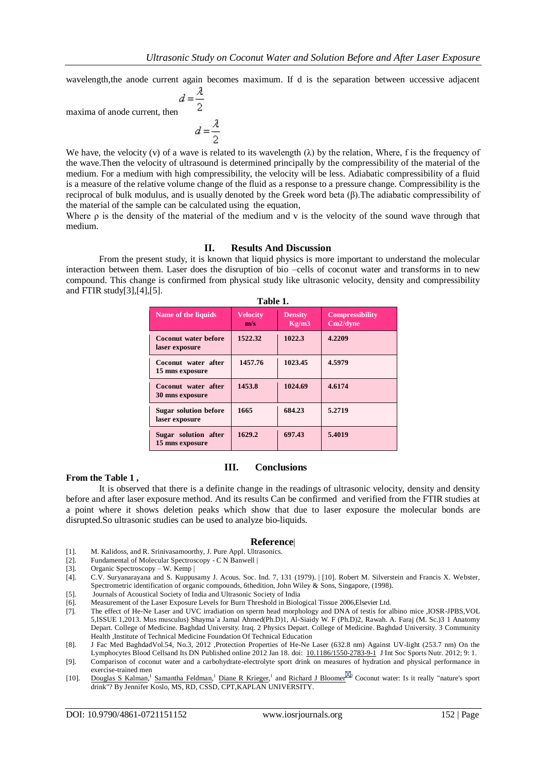wavelength,the anode current again becomes maximum. If d is the separation between uccessive adjacent maxima of anode current, then $d = \frac{\lambda}{2}$

$$d = \frac{\lambda}{2}$$

We have, the velocity (v) of a wave is related to its wavelength (λ) by the relation, Where, f is the frequency of the wave.Then the velocity of ultrasound is determined principally by the compressibility of the material of the medium. For a medium with high compressibility, the velocity will be less. Adiabatic compressibility of a fluid is a measure of the relative volume change of the fluid as a response to a pressure change. Compressibility is the reciprocal of bulk modulus, and is usually denoted by the Greek word beta (β).The adiabatic compressibility of the material of the sample can be calculated using the equation,

Where ρ is the density of the material of the medium and v is the velocity of the sound wave through that medium.

## II. Results And Discussion

From the present study, it is known that liquid physics is more important to understand the molecular interaction between them. Laser does the disruption of bio –cells of coconut water and transforms in to new compound. This change is confirmed from physical study like ultrasonic velocity, density and compressibility and FTIR study[3],[4],[5].

**Table 1.**

| Name of the liquids | Velocity m/s | Density Kg/m3 | Compressibility Cm2/dyne |
|---|---|---|---|
| **Coconut water before laser exposure** | **1522.32** | **1022.3** | **4.2209** |
| **Coconut water after 15 mns exposure** | **1457.76** | **1023.45** | **4.5979** |
| **Coconut water after 30 mns exposure** | **1453.8** | **1024.69** | **4.6174** |
| **Sugar solution before laser exposure** | **1665** | **684.23** | **5.2719** |
| **Sugar solution after 15 mns exposure** | **1629.2** | **697.43** | **5.4019** |

## III. Conclusions

**From the Table 1 ,**

It is observed that there is a definite change in the readings of ultrasonic velocity, density and density before and after laser exposure method. And its results Can be confirmed and verified from the FTIR studies at a point where it shows deletion peaks which show that due to laser exposure the molecular bonds are disrupted.So ultrasonic studies can be used to analyze bio-liquids.

## Reference|

[1]. M. Kalidoss, and R. Srinivasamoorthy, J. Pure Appl. Ultrasonics.

[2]. Fundamental of Molecular Spectroscopy - C N Banwell |

[3]. Organic Spectroscopy – W. Kemp |

[4]. C.V. Suryanarayana and S. Kuppusamy J. Acous. Soc. Ind. 7, 131 (1979). | [10]. Robert M. Silverstein and Francis X. Webster, Spectrometric identification of organic compounds, 6thedition, John Wiley & Sons, Singapore, (1998).

[5]. Journals of Acoustical Society of India and Ultrasonic Society of India

[6]. Measurement of the Laser Exposure Levels for Burn Threshold in Biological Tissue 2006,Elsevier Ltd.

[7]. The effect of He-Ne Laser and UVC irradiation on sperm head morphology and DNA of testis for albino mice ,IOSR-JPBS,VOL 5,ISSUE 1,2013. Mus musculus) Shayma`a Jamal Ahmed(Ph.D)1, Al-Saidy W. F (Ph.D)2, Rawah. A. Faraj (M. Sc.)3 1 Anatomy Depart. College of Medicine. Baghdad University. Iraq. 2 Physics Depart. College of Medicine. Baghdad University. 3 Community Health ,Institute of Technical Medicine Foundation Of Technical Education

[8]. J Fac Med BaghdadVol.54, No.3, 2012 ,Protection Properties of He-Ne Laser (632.8 nm) Against UV-light (253.7 nm) On the Lymphocytes Blood Cellsand Its DN Published online 2012 Jan 18. doi: 10.1186/1550-2783-9-1 J Int Soc Sports Nutr. 2012; 9: 1.

[9]. Comparison of coconut water and a carbohydrate-electrolyte sport drink on measures of hydration and physical performance in exercise-trained men

[10]. Douglas S Kalman,[1] Samantha Feldman,[1] Diane R Krieger,[1] and Richard J Bloomer[2] Coconut water: Is it really "nature's sport drink"? By Jennifer Koslo, MS, RD, CSSD, CPT,KAPLAN UNIVERSITY.